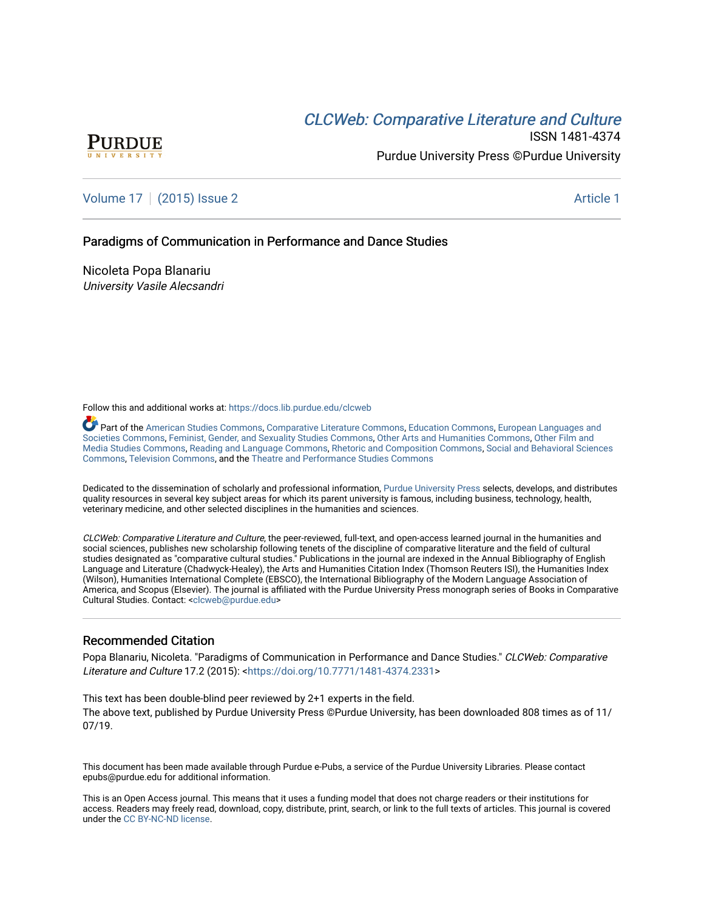PURDUE
UNIVERSITY

[CLCWeb: Comparative Literature and Culture](https://docs.lib.purdue.edu/clcweb)

ISSN 1481-4374

Purdue University Press ©Purdue University

Volume 17 | (2015) Issue 2 Article 1

# Paradigms of Communication in Performance and Dance Studies

Nicoleta Popa Blanariu
*University Vasile Alecsandri*

Follow this and additional works at: https://docs.lib.purdue.edu/clcweb

Part of the American Studies Commons, Comparative Literature Commons, Education Commons, European Languages and Societies Commons, Feminist, Gender, and Sexuality Studies Commons, Other Arts and Humanities Commons, Other Film and Media Studies Commons, Reading and Language Commons, Rhetoric and Composition Commons, Social and Behavioral Sciences Commons, Television Commons, and the Theatre and Performance Studies Commons

Dedicated to the dissemination of scholarly and professional information, Purdue University Press selects, develops, and distributes quality resources in several key subject areas for which its parent university is famous, including business, technology, health, veterinary medicine, and other selected disciplines in the humanities and sciences.

*CLCWeb: Comparative Literature and Culture*, the peer-reviewed, full-text, and open-access learned journal in the humanities and social sciences, publishes new scholarship following tenets of the discipline of comparative literature and the field of cultural studies designated as "comparative cultural studies." Publications in the journal are indexed in the Annual Bibliography of English Language and Literature (Chadwyck-Healey), the Arts and Humanities Citation Index (Thomson Reuters ISI), the Humanities Index (Wilson), Humanities International Complete (EBSCO), the International Bibliography of the Modern Language Association of America, and Scopus (Elsevier). The journal is affiliated with the Purdue University Press monograph series of Books in Comparative Cultural Studies. Contact: <clcweb@purdue.edu>

## Recommended Citation

Popa Blanariu, Nicoleta. "Paradigms of Communication in Performance and Dance Studies." *CLCWeb: Comparative Literature and Culture* 17.2 (2015): <https://doi.org/10.7771/1481-4374.2331>

This text has been double-blind peer reviewed by 2+1 experts in the field.
The above text, published by Purdue University Press ©Purdue University, has been downloaded 808 times as of 11/07/19.

This document has been made available through Purdue e-Pubs, a service of the Purdue University Libraries. Please contact epubs@purdue.edu for additional information.

This is an Open Access journal. This means that it uses a funding model that does not charge readers or their institutions for access. Readers may freely read, download, copy, distribute, print, search, or link to the full texts of articles. This journal is covered under the CC BY-NC-ND license.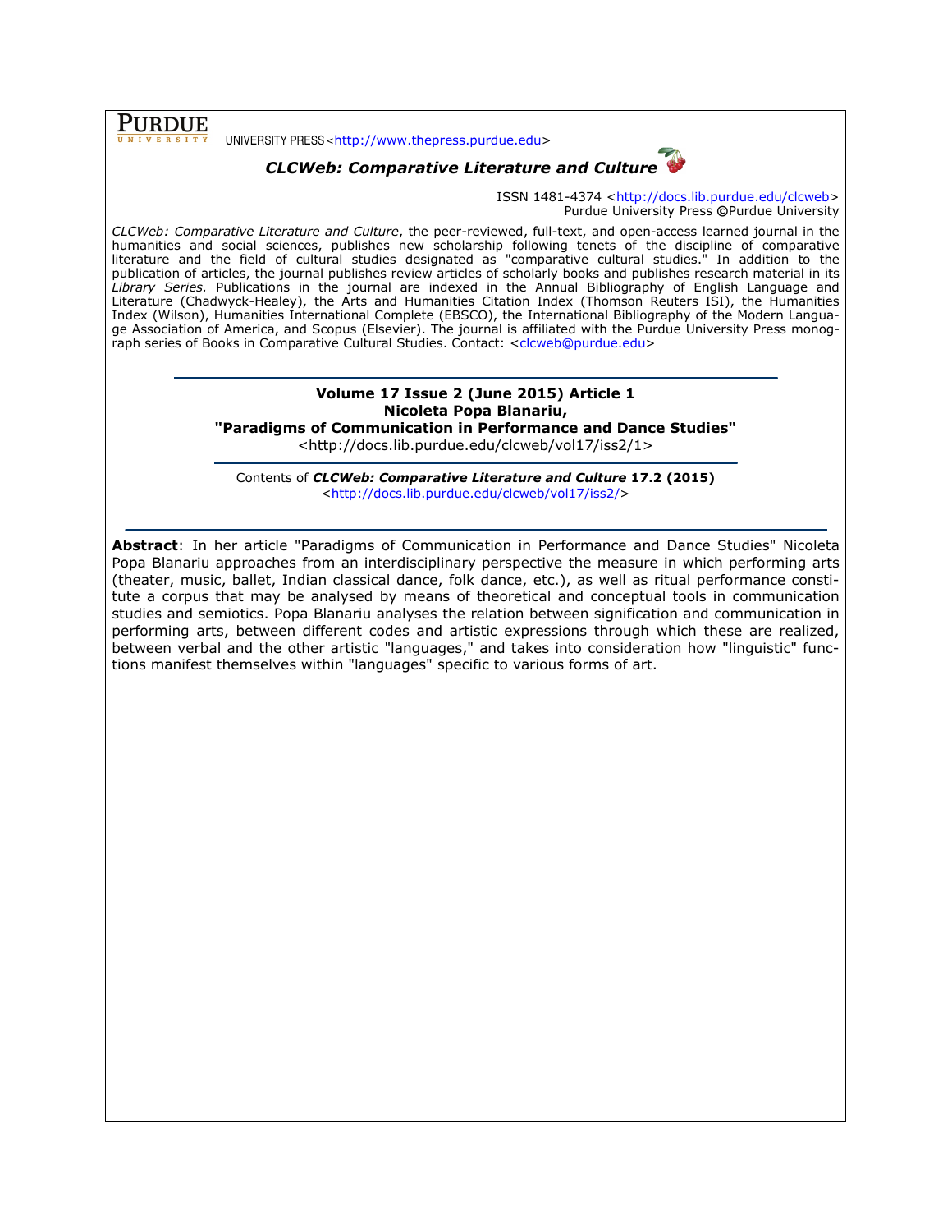UNIVERSITY PRESS <http://www.thepress.purdue.edu>

***CLCWeb: Comparative Literature and Culture***

ISSN 1481-4374 <http://docs.lib.purdue.edu/clcweb>
Purdue University Press ©Purdue University

*CLCWeb: Comparative Literature and Culture*, the peer-reviewed, full-text, and open-access learned journal in the humanities and social sciences, publishes new scholarship following tenets of the discipline of comparative literature and the field of cultural studies designated as "comparative cultural studies." In addition to the publication of articles, the journal publishes review articles of scholarly books and publishes research material in its *Library Series.* Publications in the journal are indexed in the Annual Bibliography of English Language and Literature (Chadwyck-Healey), the Arts and Humanities Citation Index (Thomson Reuters ISI), the Humanities Index (Wilson), Humanities International Complete (EBSCO), the International Bibliography of the Modern Language Association of America, and Scopus (Elsevier). The journal is affiliated with the Purdue University Press monograph series of Books in Comparative Cultural Studies. Contact: <clcweb@purdue.edu>

**Volume 17 Issue 2 (June 2015) Article 1**
**Nicoleta Popa Blanariu,**
**"Paradigms of Communication in Performance and Dance Studies"**
<http://docs.lib.purdue.edu/clcweb/vol17/iss2/1>

Contents of ***CLCWeb: Comparative Literature and Culture*** **17.2 (2015)**
<http://docs.lib.purdue.edu/clcweb/vol17/iss2/>

**Abstract**: In her article "Paradigms of Communication in Performance and Dance Studies" Nicoleta Popa Blanariu approaches from an interdisciplinary perspective the measure in which performing arts (theater, music, ballet, Indian classical dance, folk dance, etc.), as well as ritual performance constitute a corpus that may be analysed by means of theoretical and conceptual tools in communication studies and semiotics. Popa Blanariu analyses the relation between signification and communication in performing arts, between different codes and artistic expressions through which these are realized, between verbal and the other artistic "languages," and takes into consideration how "linguistic" functions manifest themselves within "languages" specific to various forms of art.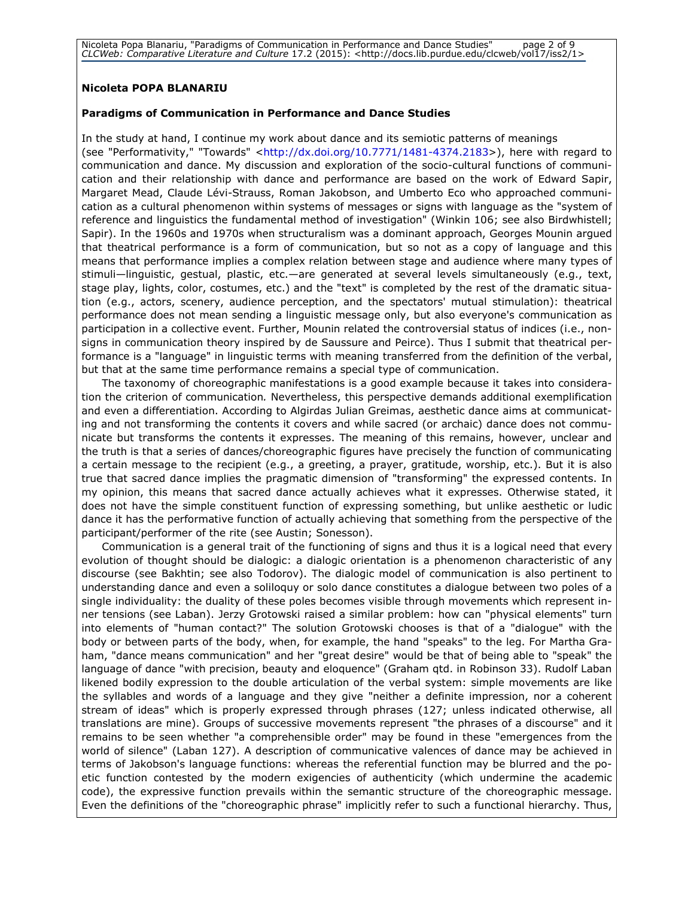**Nicoleta POPA BLANARIU**

**Paradigms of Communication in Performance and Dance Studies**

In the study at hand, I continue my work about dance and its semiotic patterns of meanings (see "Performativity," "Towards" <http://dx.doi.org/10.7771/1481-4374.2183>), here with regard to communication and dance. My discussion and exploration of the socio-cultural functions of communication and their relationship with dance and performance are based on the work of Edward Sapir, Margaret Mead, Claude Lévi-Strauss, Roman Jakobson, and Umberto Eco who approached communication as a cultural phenomenon within systems of messages or signs with language as the "system of reference and linguistics the fundamental method of investigation" (Winkin 106; see also Birdwhistell; Sapir). In the 1960s and 1970s when structuralism was a dominant approach, Georges Mounin argued that theatrical performance is a form of communication, but so not as a copy of language and this means that performance implies a complex relation between stage and audience where many types of stimuli—linguistic, gestual, plastic, etc.—are generated at several levels simultaneously (e.g., text, stage play, lights, color, costumes, etc.) and the "text" is completed by the rest of the dramatic situation (e.g., actors, scenery, audience perception, and the spectators' mutual stimulation): theatrical performance does not mean sending a linguistic message only, but also everyone's communication as participation in a collective event. Further, Mounin related the controversial status of indices (i.e., non-signs in communication theory inspired by de Saussure and Peirce). Thus I submit that theatrical performance is a "language" in linguistic terms with meaning transferred from the definition of the verbal, but that at the same time performance remains a special type of communication.

The taxonomy of choreographic manifestations is a good example because it takes into consideration the criterion of communication. Nevertheless, this perspective demands additional exemplification and even a differentiation. According to Algirdas Julian Greimas, aesthetic dance aims at communicating and not transforming the contents it covers and while sacred (or archaic) dance does not communicate but transforms the contents it expresses. The meaning of this remains, however, unclear and the truth is that a series of dances/choreographic figures have precisely the function of communicating a certain message to the recipient (e.g., a greeting, a prayer, gratitude, worship, etc.). But it is also true that sacred dance implies the pragmatic dimension of "transforming" the expressed contents. In my opinion, this means that sacred dance actually achieves what it expresses. Otherwise stated, it does not have the simple constituent function of expressing something, but unlike aesthetic or ludic dance it has the performative function of actually achieving that something from the perspective of the participant/performer of the rite (see Austin; Sonesson).

Communication is a general trait of the functioning of signs and thus it is a logical need that every evolution of thought should be dialogic: a dialogic orientation is a phenomenon characteristic of any discourse (see Bakhtin; see also Todorov). The dialogic model of communication is also pertinent to understanding dance and even a soliloquy or solo dance constitutes a dialogue between two poles of a single individuality: the duality of these poles becomes visible through movements which represent inner tensions (see Laban). Jerzy Grotowski raised a similar problem: how can "physical elements" turn into elements of "human contact?" The solution Grotowski chooses is that of a "dialogue" with the body or between parts of the body, when, for example, the hand "speaks" to the leg. For Martha Graham, "dance means communication" and her "great desire" would be that of being able to "speak" the language of dance "with precision, beauty and eloquence" (Graham qtd. in Robinson 33). Rudolf Laban likened bodily expression to the double articulation of the verbal system: simple movements are like the syllables and words of a language and they give "neither a definite impression, nor a coherent stream of ideas" which is properly expressed through phrases (127; unless indicated otherwise, all translations are mine). Groups of successive movements represent "the phrases of a discourse" and it remains to be seen whether "a comprehensible order" may be found in these "emergences from the world of silence" (Laban 127). A description of communicative valences of dance may be achieved in terms of Jakobson's language functions: whereas the referential function may be blurred and the poetic function contested by the modern exigencies of authenticity (which undermine the academic code), the expressive function prevails within the semantic structure of the choreographic message. Even the definitions of the "choreographic phrase" implicitly refer to such a functional hierarchy. Thus,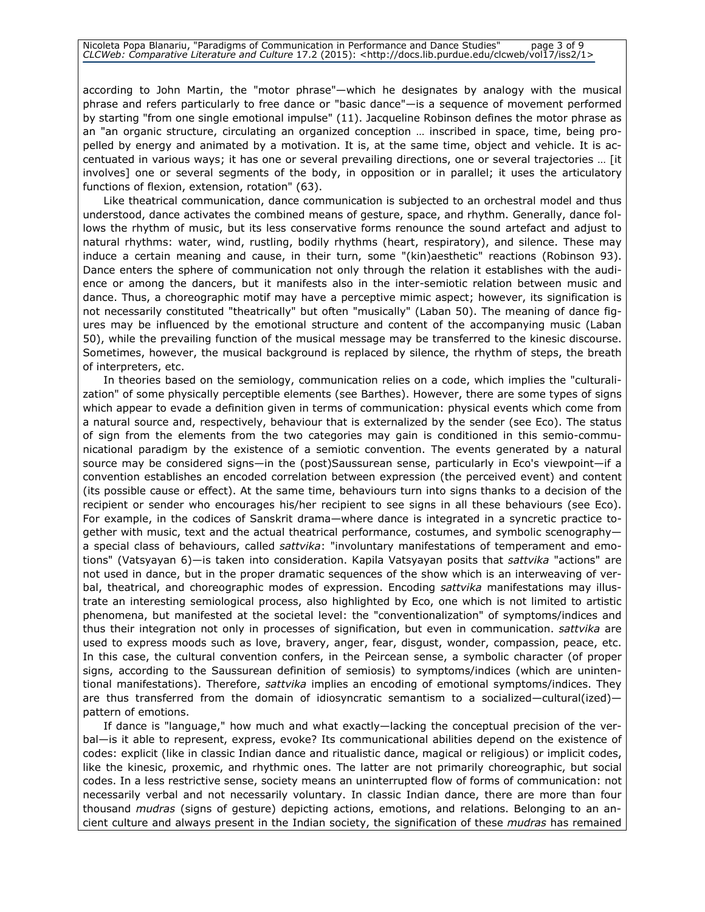according to John Martin, the "motor phrase"—which he designates by analogy with the musical phrase and refers particularly to free dance or "basic dance"—is a sequence of movement performed by starting "from one single emotional impulse" (11). Jacqueline Robinson defines the motor phrase as an "an organic structure, circulating an organized conception … inscribed in space, time, being propelled by energy and animated by a motivation. It is, at the same time, object and vehicle. It is accentuated in various ways; it has one or several prevailing directions, one or several trajectories … [it involves] one or several segments of the body, in opposition or in parallel; it uses the articulatory functions of flexion, extension, rotation" (63).

Like theatrical communication, dance communication is subjected to an orchestral model and thus understood, dance activates the combined means of gesture, space, and rhythm. Generally, dance follows the rhythm of music, but its less conservative forms renounce the sound artefact and adjust to natural rhythms: water, wind, rustling, bodily rhythms (heart, respiratory), and silence. These may induce a certain meaning and cause, in their turn, some "(kin)aesthetic" reactions (Robinson 93). Dance enters the sphere of communication not only through the relation it establishes with the audience or among the dancers, but it manifests also in the inter-semiotic relation between music and dance. Thus, a choreographic motif may have a perceptive mimic aspect; however, its signification is not necessarily constituted "theatrically" but often "musically" (Laban 50). The meaning of dance figures may be influenced by the emotional structure and content of the accompanying music (Laban 50), while the prevailing function of the musical message may be transferred to the kinesic discourse. Sometimes, however, the musical background is replaced by silence, the rhythm of steps, the breath of interpreters, etc.

In theories based on the semiology, communication relies on a code, which implies the "culturalization" of some physically perceptible elements (see Barthes). However, there are some types of signs which appear to evade a definition given in terms of communication: physical events which come from a natural source and, respectively, behaviour that is externalized by the sender (see Eco). The status of sign from the elements from the two categories may gain is conditioned in this semio-communicational paradigm by the existence of a semiotic convention. The events generated by a natural source may be considered signs—in the (post)Saussurean sense, particularly in Eco's viewpoint—if a convention establishes an encoded correlation between expression (the perceived event) and content (its possible cause or effect). At the same time, behaviours turn into signs thanks to a decision of the recipient or sender who encourages his/her recipient to see signs in all these behaviours (see Eco). For example, in the codices of Sanskrit drama—where dance is integrated in a syncretic practice together with music, text and the actual theatrical performance, costumes, and symbolic scenography—a special class of behaviours, called *sattvika*: "involuntary manifestations of temperament and emotions" (Vatsyayan 6)—is taken into consideration. Kapila Vatsyayan posits that *sattvika* "actions" are not used in dance, but in the proper dramatic sequences of the show which is an interweaving of verbal, theatrical, and choreographic modes of expression. Encoding *sattvika* manifestations may illustrate an interesting semiological process, also highlighted by Eco, one which is not limited to artistic phenomena, but manifested at the societal level: the "conventionalization" of symptoms/indices and thus their integration not only in processes of signification, but even in communication. *sattvika* are used to express moods such as love, bravery, anger, fear, disgust, wonder, compassion, peace, etc. In this case, the cultural convention confers, in the Peircean sense, a symbolic character (of proper signs, according to the Saussurean definition of semiosis) to symptoms/indices (which are unintentional manifestations). Therefore, *sattvika* implies an encoding of emotional symptoms/indices. They are thus transferred from the domain of idiosyncratic semantism to a socialized—cultural(ized)—pattern of emotions.

If dance is "language," how much and what exactly—lacking the conceptual precision of the verbal—is it able to represent, express, evoke? Its communicational abilities depend on the existence of codes: explicit (like in classic Indian dance and ritualistic dance, magical or religious) or implicit codes, like the kinesic, proxemic, and rhythmic ones. The latter are not primarily choreographic, but social codes. In a less restrictive sense, society means an uninterrupted flow of forms of communication: not necessarily verbal and not necessarily voluntary. In classic Indian dance, there are more than four thousand *mudras* (signs of gesture) depicting actions, emotions, and relations. Belonging to an ancient culture and always present in the Indian society, the signification of these *mudras* has remained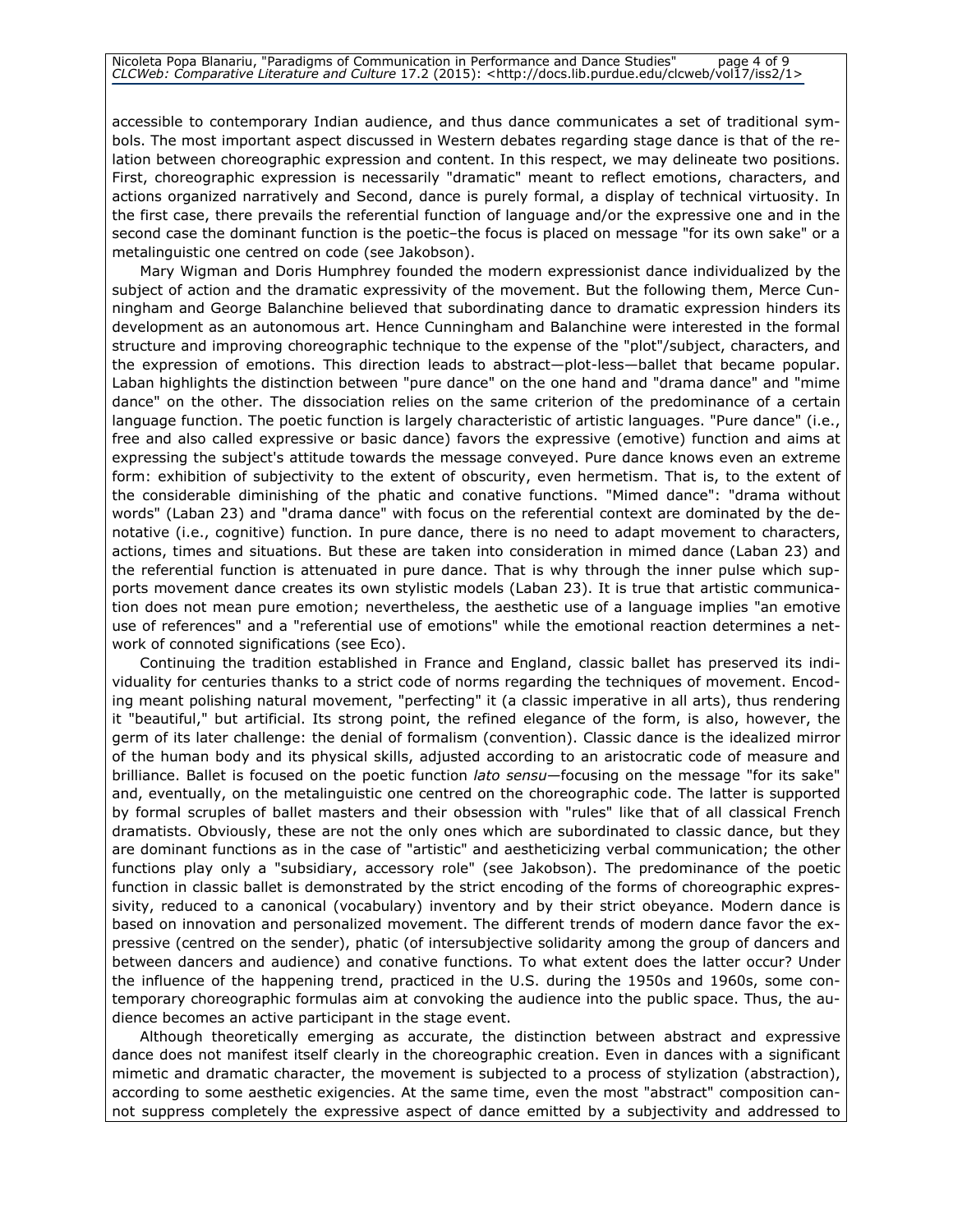accessible to contemporary Indian audience, and thus dance communicates a set of traditional symbols. The most important aspect discussed in Western debates regarding stage dance is that of the relation between choreographic expression and content. In this respect, we may delineate two positions. First, choreographic expression is necessarily "dramatic" meant to reflect emotions, characters, and actions organized narratively and Second, dance is purely formal, a display of technical virtuosity. In the first case, there prevails the referential function of language and/or the expressive one and in the second case the dominant function is the poetic–the focus is placed on message "for its own sake" or a metalinguistic one centred on code (see Jakobson).

Mary Wigman and Doris Humphrey founded the modern expressionist dance individualized by the subject of action and the dramatic expressivity of the movement. But the following them, Merce Cunningham and George Balanchine believed that subordinating dance to dramatic expression hinders its development as an autonomous art. Hence Cunningham and Balanchine were interested in the formal structure and improving choreographic technique to the expense of the "plot"/subject, characters, and the expression of emotions. This direction leads to abstract—plot-less—ballet that became popular. Laban highlights the distinction between "pure dance" on the one hand and "drama dance" and "mime dance" on the other. The dissociation relies on the same criterion of the predominance of a certain language function. The poetic function is largely characteristic of artistic languages. "Pure dance" (i.e., free and also called expressive or basic dance) favors the expressive (emotive) function and aims at expressing the subject's attitude towards the message conveyed. Pure dance knows even an extreme form: exhibition of subjectivity to the extent of obscurity, even hermetism. That is, to the extent of the considerable diminishing of the phatic and conative functions. "Mimed dance": "drama without words" (Laban 23) and "drama dance" with focus on the referential context are dominated by the denotative (i.e., cognitive) function. In pure dance, there is no need to adapt movement to characters, actions, times and situations. But these are taken into consideration in mimed dance (Laban 23) and the referential function is attenuated in pure dance. That is why through the inner pulse which supports movement dance creates its own stylistic models (Laban 23). It is true that artistic communication does not mean pure emotion; nevertheless, the aesthetic use of a language implies "an emotive use of references" and a "referential use of emotions" while the emotional reaction determines a network of connoted significations (see Eco).

Continuing the tradition established in France and England, classic ballet has preserved its individuality for centuries thanks to a strict code of norms regarding the techniques of movement. Encoding meant polishing natural movement, "perfecting" it (a classic imperative in all arts), thus rendering it "beautiful," but artificial. Its strong point, the refined elegance of the form, is also, however, the germ of its later challenge: the denial of formalism (convention). Classic dance is the idealized mirror of the human body and its physical skills, adjusted according to an aristocratic code of measure and brilliance. Ballet is focused on the poetic function *lato sensu*—focusing on the message "for its sake" and, eventually, on the metalinguistic one centred on the choreographic code. The latter is supported by formal scruples of ballet masters and their obsession with "rules" like that of all classical French dramatists. Obviously, these are not the only ones which are subordinated to classic dance, but they are dominant functions as in the case of "artistic" and aestheticizing verbal communication; the other functions play only a "subsidiary, accessory role" (see Jakobson). The predominance of the poetic function in classic ballet is demonstrated by the strict encoding of the forms of choreographic expressivity, reduced to a canonical (vocabulary) inventory and by their strict obeyance. Modern dance is based on innovation and personalized movement. The different trends of modern dance favor the expressive (centred on the sender), phatic (of intersubjective solidarity among the group of dancers and between dancers and audience) and conative functions. To what extent does the latter occur? Under the influence of the happening trend, practiced in the U.S. during the 1950s and 1960s, some contemporary choreographic formulas aim at convoking the audience into the public space. Thus, the audience becomes an active participant in the stage event.

Although theoretically emerging as accurate, the distinction between abstract and expressive dance does not manifest itself clearly in the choreographic creation. Even in dances with a significant mimetic and dramatic character, the movement is subjected to a process of stylization (abstraction), according to some aesthetic exigencies. At the same time, even the most "abstract" composition cannot suppress completely the expressive aspect of dance emitted by a subjectivity and addressed to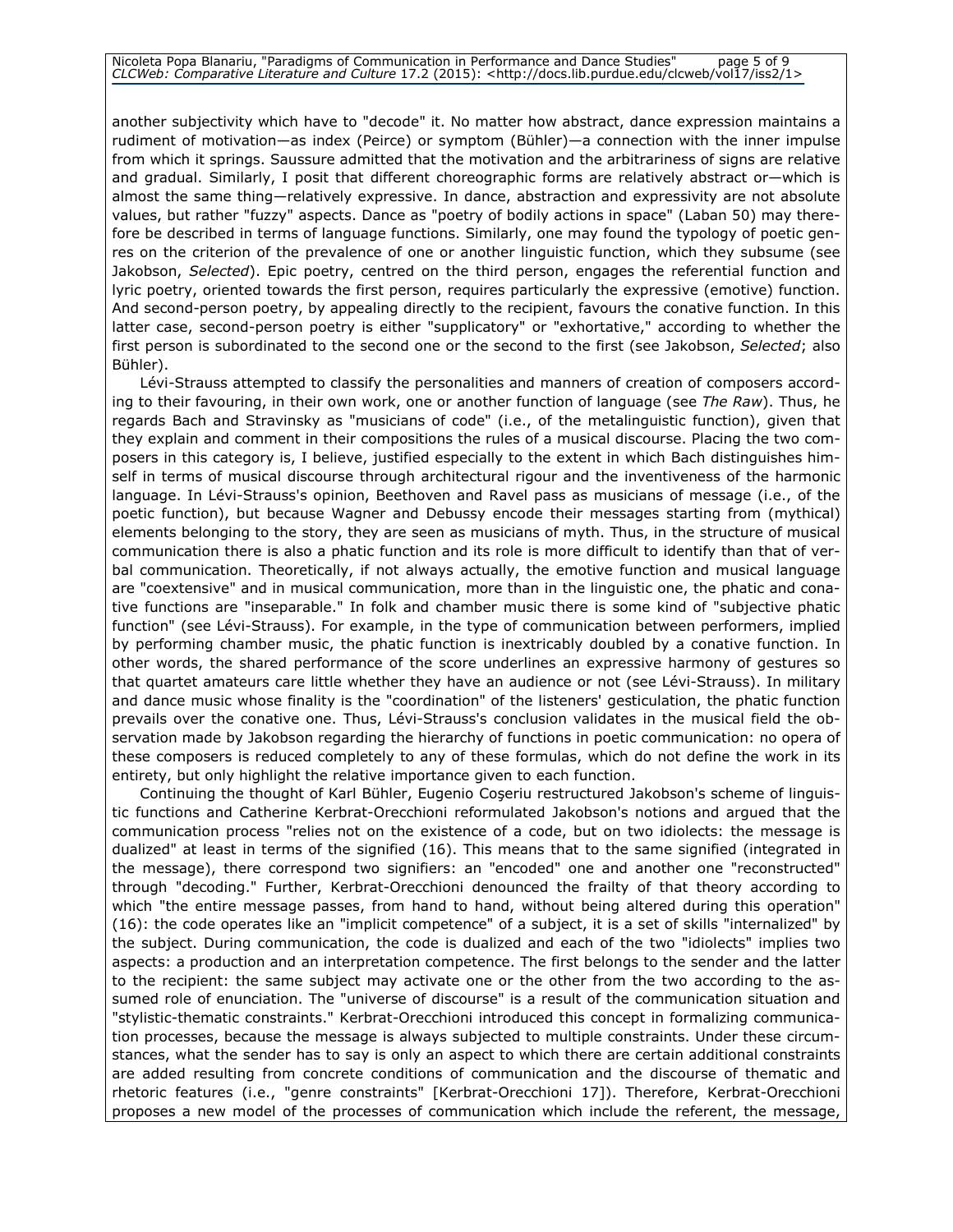another subjectivity which have to "decode" it. No matter how abstract, dance expression maintains a rudiment of motivation—as index (Peirce) or symptom (Bühler)—a connection with the inner impulse from which it springs. Saussure admitted that the motivation and the arbitrariness of signs are relative and gradual. Similarly, I posit that different choreographic forms are relatively abstract or—which is almost the same thing—relatively expressive. In dance, abstraction and expressivity are not absolute values, but rather "fuzzy" aspects. Dance as "poetry of bodily actions in space" (Laban 50) may therefore be described in terms of language functions. Similarly, one may found the typology of poetic genres on the criterion of the prevalence of one or another linguistic function, which they subsume (see Jakobson, *Selected*). Epic poetry, centred on the third person, engages the referential function and lyric poetry, oriented towards the first person, requires particularly the expressive (emotive) function. And second-person poetry, by appealing directly to the recipient, favours the conative function. In this latter case, second-person poetry is either "supplicatory" or "exhortative," according to whether the first person is subordinated to the second one or the second to the first (see Jakobson, *Selected*; also Bühler).

Lévi-Strauss attempted to classify the personalities and manners of creation of composers according to their favouring, in their own work, one or another function of language (see *The Raw*). Thus, he regards Bach and Stravinsky as "musicians of code" (i.e., of the metalinguistic function), given that they explain and comment in their compositions the rules of a musical discourse. Placing the two composers in this category is, I believe, justified especially to the extent in which Bach distinguishes himself in terms of musical discourse through architectural rigour and the inventiveness of the harmonic language. In Lévi-Strauss's opinion, Beethoven and Ravel pass as musicians of message (i.e., of the poetic function), but because Wagner and Debussy encode their messages starting from (mythical) elements belonging to the story, they are seen as musicians of myth. Thus, in the structure of musical communication there is also a phatic function and its role is more difficult to identify than that of verbal communication. Theoretically, if not always actually, the emotive function and musical language are "coextensive" and in musical communication, more than in the linguistic one, the phatic and conative functions are "inseparable." In folk and chamber music there is some kind of "subjective phatic function" (see Lévi-Strauss). For example, in the type of communication between performers, implied by performing chamber music, the phatic function is inextricably doubled by a conative function. In other words, the shared performance of the score underlines an expressive harmony of gestures so that quartet amateurs care little whether they have an audience or not (see Lévi-Strauss). In military and dance music whose finality is the "coordination" of the listeners' gesticulation, the phatic function prevails over the conative one. Thus, Lévi-Strauss's conclusion validates in the musical field the observation made by Jakobson regarding the hierarchy of functions in poetic communication: no opera of these composers is reduced completely to any of these formulas, which do not define the work in its entirety, but only highlight the relative importance given to each function.

Continuing the thought of Karl Bühler, Eugenio Coşeriu restructured Jakobson's scheme of linguistic functions and Catherine Kerbrat-Orecchioni reformulated Jakobson's notions and argued that the communication process "relies not on the existence of a code, but on two idiolects: the message is dualized" at least in terms of the signified (16). This means that to the same signified (integrated in the message), there correspond two signifiers: an "encoded" one and another one "reconstructed" through "decoding." Further, Kerbrat-Orecchioni denounced the frailty of that theory according to which "the entire message passes, from hand to hand, without being altered during this operation" (16): the code operates like an "implicit competence" of a subject, it is a set of skills "internalized" by the subject. During communication, the code is dualized and each of the two "idiolects" implies two aspects: a production and an interpretation competence. The first belongs to the sender and the latter to the recipient: the same subject may activate one or the other from the two according to the assumed role of enunciation. The "universe of discourse" is a result of the communication situation and "stylistic-thematic constraints." Kerbrat-Orecchioni introduced this concept in formalizing communication processes, because the message is always subjected to multiple constraints. Under these circumstances, what the sender has to say is only an aspect to which there are certain additional constraints are added resulting from concrete conditions of communication and the discourse of thematic and rhetoric features (i.e., "genre constraints" [Kerbrat-Orecchioni 17]). Therefore, Kerbrat-Orecchioni proposes a new model of the processes of communication which include the referent, the message,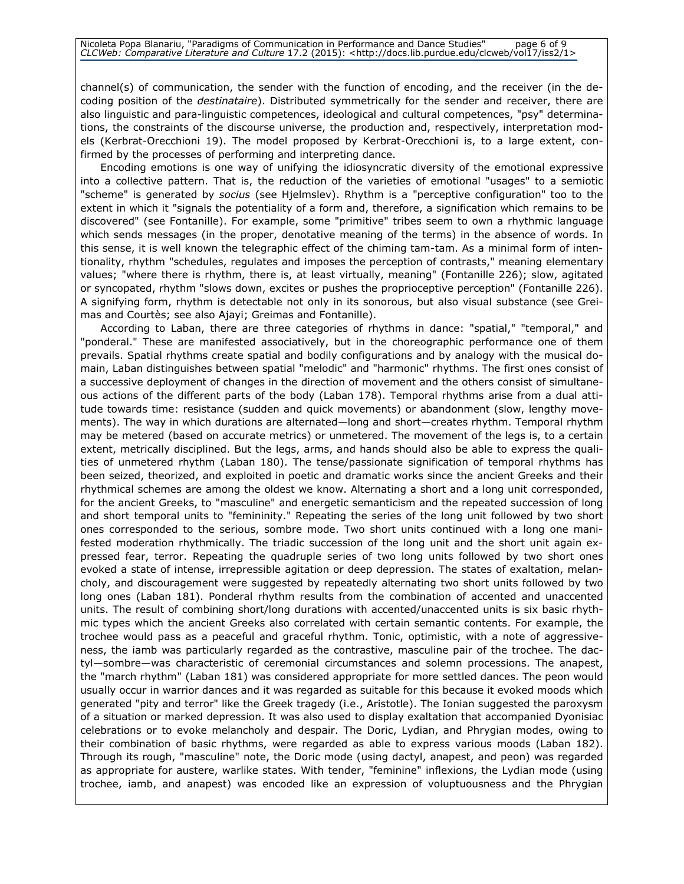channel(s) of communication, the sender with the function of encoding, and the receiver (in the decoding position of the *destinataire*). Distributed symmetrically for the sender and receiver, there are also linguistic and para-linguistic competences, ideological and cultural competences, "psy" determinations, the constraints of the discourse universe, the production and, respectively, interpretation models (Kerbrat-Orecchioni 19). The model proposed by Kerbrat-Orecchioni is, to a large extent, confirmed by the processes of performing and interpreting dance.

Encoding emotions is one way of unifying the idiosyncratic diversity of the emotional expressive into a collective pattern. That is, the reduction of the varieties of emotional "usages" to a semiotic "scheme" is generated by *socius* (see Hjelmslev). Rhythm is a "perceptive configuration" too to the extent in which it "signals the potentiality of a form and, therefore, a signification which remains to be discovered" (see Fontanille). For example, some "primitive" tribes seem to own a rhythmic language which sends messages (in the proper, denotative meaning of the terms) in the absence of words. In this sense, it is well known the telegraphic effect of the chiming tam-tam. As a minimal form of intentionality, rhythm "schedules, regulates and imposes the perception of contrasts," meaning elementary values; "where there is rhythm, there is, at least virtually, meaning" (Fontanille 226); slow, agitated or syncopated, rhythm "slows down, excites or pushes the proprioceptive perception" (Fontanille 226). A signifying form, rhythm is detectable not only in its sonorous, but also visual substance (see Greimas and Courtès; see also Ajayi; Greimas and Fontanille).

According to Laban, there are three categories of rhythms in dance: "spatial," "temporal," and "ponderal." These are manifested associatively, but in the choreographic performance one of them prevails. Spatial rhythms create spatial and bodily configurations and by analogy with the musical domain, Laban distinguishes between spatial "melodic" and "harmonic" rhythms. The first ones consist of a successive deployment of changes in the direction of movement and the others consist of simultaneous actions of the different parts of the body (Laban 178). Temporal rhythms arise from a dual attitude towards time: resistance (sudden and quick movements) or abandonment (slow, lengthy movements). The way in which durations are alternated—long and short—creates rhythm. Temporal rhythm may be metered (based on accurate metrics) or unmetered. The movement of the legs is, to a certain extent, metrically disciplined. But the legs, arms, and hands should also be able to express the qualities of unmetered rhythm (Laban 180). The tense/passionate signification of temporal rhythms has been seized, theorized, and exploited in poetic and dramatic works since the ancient Greeks and their rhythmical schemes are among the oldest we know. Alternating a short and a long unit corresponded, for the ancient Greeks, to "masculine" and energetic semanticism and the repeated succession of long and short temporal units to "femininity." Repeating the series of the long unit followed by two short ones corresponded to the serious, sombre mode. Two short units continued with a long one manifested moderation rhythmically. The triadic succession of the long unit and the short unit again expressed fear, terror. Repeating the quadruple series of two long units followed by two short ones evoked a state of intense, irrepressible agitation or deep depression. The states of exaltation, melancholy, and discouragement were suggested by repeatedly alternating two short units followed by two long ones (Laban 181). Ponderal rhythm results from the combination of accented and unaccented units. The result of combining short/long durations with accented/unaccented units is six basic rhythmic types which the ancient Greeks also correlated with certain semantic contents. For example, the trochee would pass as a peaceful and graceful rhythm. Tonic, optimistic, with a note of aggressiveness, the iamb was particularly regarded as the contrastive, masculine pair of the trochee. The dactyl—sombre—was characteristic of ceremonial circumstances and solemn processions. The anapest, the "march rhythm" (Laban 181) was considered appropriate for more settled dances. The peon would usually occur in warrior dances and it was regarded as suitable for this because it evoked moods which generated "pity and terror" like the Greek tragedy (i.e., Aristotle). The Ionian suggested the paroxysm of a situation or marked depression. It was also used to display exaltation that accompanied Dyonisiac celebrations or to evoke melancholy and despair. The Doric, Lydian, and Phrygian modes, owing to their combination of basic rhythms, were regarded as able to express various moods (Laban 182). Through its rough, "masculine" note, the Doric mode (using dactyl, anapest, and peon) was regarded as appropriate for austere, warlike states. With tender, "feminine" inflexions, the Lydian mode (using trochee, iamb, and anapest) was encoded like an expression of voluptuousness and the Phrygian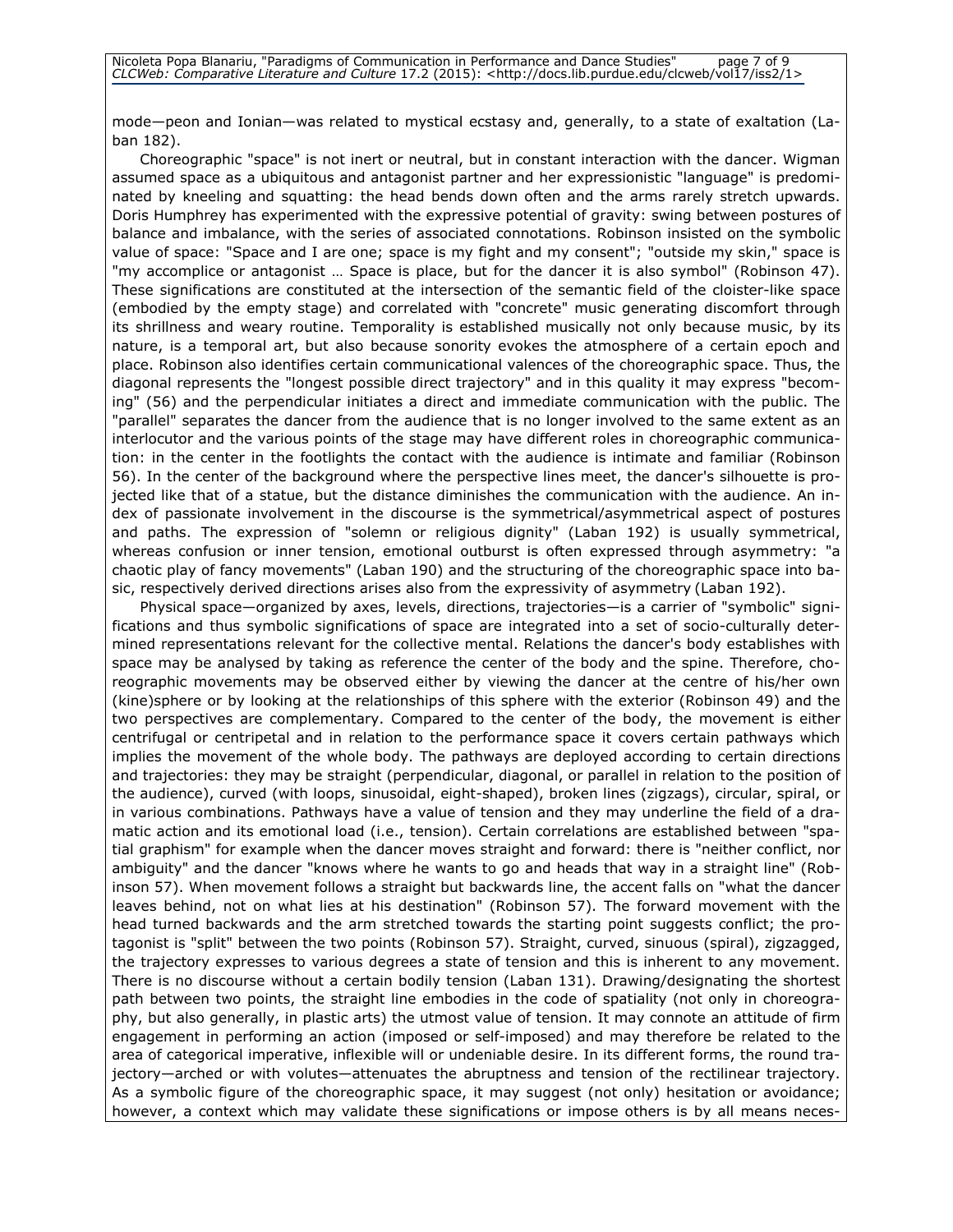mode—peon and Ionian—was related to mystical ecstasy and, generally, to a state of exaltation (Laban 182).

Choreographic "space" is not inert or neutral, but in constant interaction with the dancer. Wigman assumed space as a ubiquitous and antagonist partner and her expressionistic "language" is predominated by kneeling and squatting: the head bends down often and the arms rarely stretch upwards. Doris Humphrey has experimented with the expressive potential of gravity: swing between postures of balance and imbalance, with the series of associated connotations. Robinson insisted on the symbolic value of space: "Space and I are one; space is my fight and my consent"; "outside my skin," space is "my accomplice or antagonist … Space is place, but for the dancer it is also symbol" (Robinson 47). These significations are constituted at the intersection of the semantic field of the cloister-like space (embodied by the empty stage) and correlated with "concrete" music generating discomfort through its shrillness and weary routine. Temporality is established musically not only because music, by its nature, is a temporal art, but also because sonority evokes the atmosphere of a certain epoch and place. Robinson also identifies certain communicational valences of the choreographic space. Thus, the diagonal represents the "longest possible direct trajectory" and in this quality it may express "becoming" (56) and the perpendicular initiates a direct and immediate communication with the public. The "parallel" separates the dancer from the audience that is no longer involved to the same extent as an interlocutor and the various points of the stage may have different roles in choreographic communication: in the center in the footlights the contact with the audience is intimate and familiar (Robinson 56). In the center of the background where the perspective lines meet, the dancer's silhouette is projected like that of a statue, but the distance diminishes the communication with the audience. An index of passionate involvement in the discourse is the symmetrical/asymmetrical aspect of postures and paths. The expression of "solemn or religious dignity" (Laban 192) is usually symmetrical, whereas confusion or inner tension, emotional outburst is often expressed through asymmetry: "a chaotic play of fancy movements" (Laban 190) and the structuring of the choreographic space into basic, respectively derived directions arises also from the expressivity of asymmetry (Laban 192).

Physical space—organized by axes, levels, directions, trajectories—is a carrier of "symbolic" significations and thus symbolic significations of space are integrated into a set of socio-culturally determined representations relevant for the collective mental. Relations the dancer's body establishes with space may be analysed by taking as reference the center of the body and the spine. Therefore, choreographic movements may be observed either by viewing the dancer at the centre of his/her own (kine)sphere or by looking at the relationships of this sphere with the exterior (Robinson 49) and the two perspectives are complementary. Compared to the center of the body, the movement is either centrifugal or centripetal and in relation to the performance space it covers certain pathways which implies the movement of the whole body. The pathways are deployed according to certain directions and trajectories: they may be straight (perpendicular, diagonal, or parallel in relation to the position of the audience), curved (with loops, sinusoidal, eight-shaped), broken lines (zigzags), circular, spiral, or in various combinations. Pathways have a value of tension and they may underline the field of a dramatic action and its emotional load (i.e., tension). Certain correlations are established between "spatial graphism" for example when the dancer moves straight and forward: there is "neither conflict, nor ambiguity" and the dancer "knows where he wants to go and heads that way in a straight line" (Robinson 57). When movement follows a straight but backwards line, the accent falls on "what the dancer leaves behind, not on what lies at his destination" (Robinson 57). The forward movement with the head turned backwards and the arm stretched towards the starting point suggests conflict; the protagonist is "split" between the two points (Robinson 57). Straight, curved, sinuous (spiral), zigzagged, the trajectory expresses to various degrees a state of tension and this is inherent to any movement. There is no discourse without a certain bodily tension (Laban 131). Drawing/designating the shortest path between two points, the straight line embodies in the code of spatiality (not only in choreography, but also generally, in plastic arts) the utmost value of tension. It may connote an attitude of firm engagement in performing an action (imposed or self-imposed) and may therefore be related to the area of categorical imperative, inflexible will or undeniable desire. In its different forms, the round trajectory—arched or with volutes—attenuates the abruptness and tension of the rectilinear trajectory. As a symbolic figure of the choreographic space, it may suggest (not only) hesitation or avoidance; however, a context which may validate these significations or impose others is by all means neces-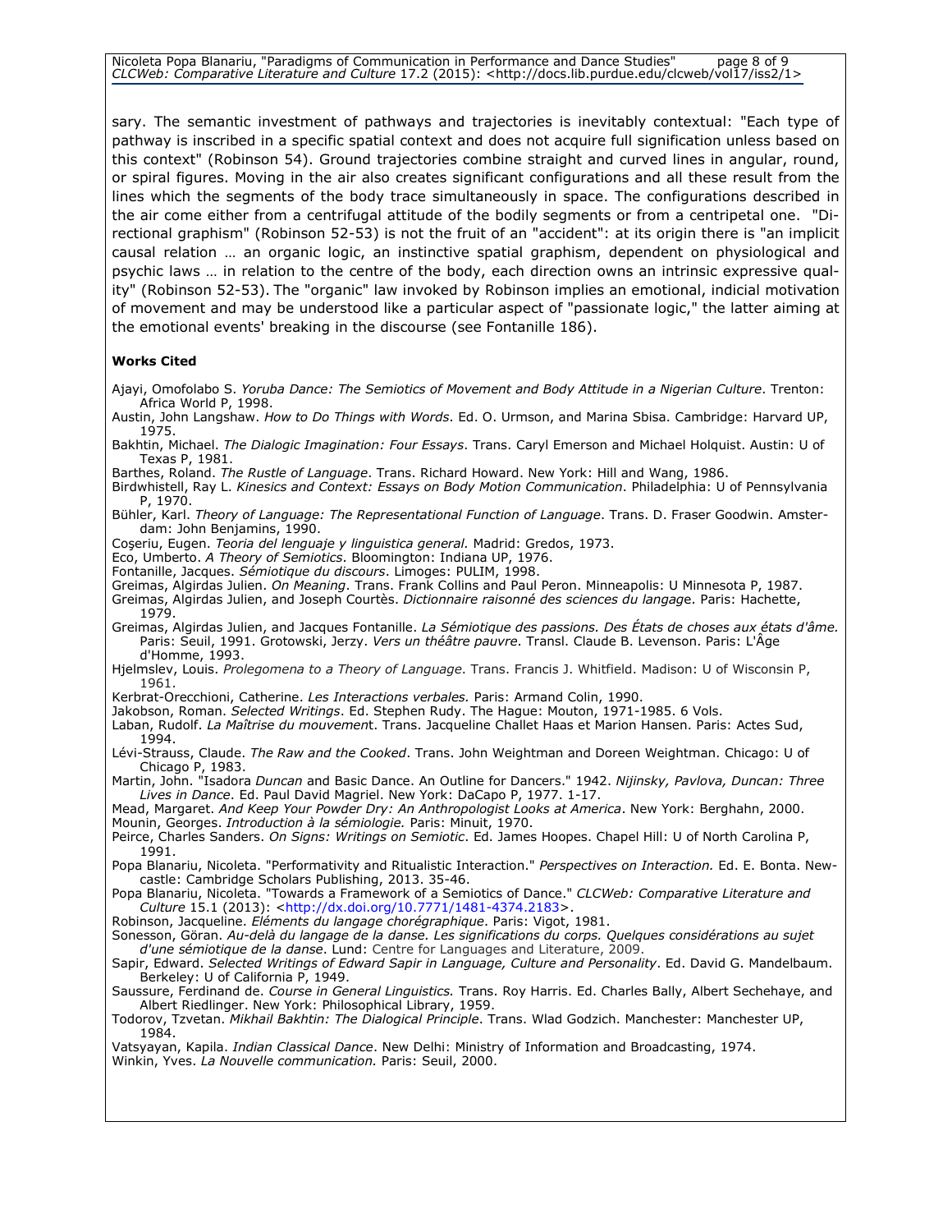sary. The semantic investment of pathways and trajectories is inevitably contextual: "Each type of pathway is inscribed in a specific spatial context and does not acquire full signification unless based on this context" (Robinson 54). Ground trajectories combine straight and curved lines in angular, round, or spiral figures. Moving in the air also creates significant configurations and all these result from the lines which the segments of the body trace simultaneously in space. The configurations described in the air come either from a centrifugal attitude of the bodily segments or from a centripetal one. "Directional graphism" (Robinson 52-53) is not the fruit of an "accident": at its origin there is "an implicit causal relation … an organic logic, an instinctive spatial graphism, dependent on physiological and psychic laws … in relation to the centre of the body, each direction owns an intrinsic expressive quality" (Robinson 52-53). The "organic" law invoked by Robinson implies an emotional, indicial motivation of movement and may be understood like a particular aspect of "passionate logic," the latter aiming at the emotional events' breaking in the discourse (see Fontanille 186).

**Works Cited**

Ajayi, Omofolabo S. *Yoruba Dance: The Semiotics of Movement and Body Attitude in a Nigerian Culture*. Trenton: Africa World P, 1998.

Austin, John Langshaw. *How to Do Things with Words*. Ed. O. Urmson, and Marina Sbisa. Cambridge: Harvard UP, 1975.

Bakhtin, Michael. *The Dialogic Imagination: Four Essays*. Trans. Caryl Emerson and Michael Holquist. Austin: U of Texas P, 1981.

Barthes, Roland. *The Rustle of Language*. Trans. Richard Howard. New York: Hill and Wang, 1986.

Birdwhistell, Ray L. *Kinesics and Context: Essays on Body Motion Communication*. Philadelphia: U of Pennsylvania P, 1970.

Bühler, Karl. *Theory of Language: The Representational Function of Language*. Trans. D. Fraser Goodwin. Amsterdam: John Benjamins, 1990.

Coşeriu, Eugen. *Teoria del lenguaje y linguistica general.* Madrid: Gredos, 1973.

Eco, Umberto. *A Theory of Semiotics*. Bloomington: Indiana UP, 1976.

Fontanille, Jacques. *Sémiotique du discours*. Limoges: PULIM, 1998.

Greimas, Algirdas Julien. *On Meaning*. Trans. Frank Collins and Paul Peron. Minneapolis: U Minnesota P, 1987.

Greimas, Algirdas Julien, and Joseph Courtès. *Dictionnaire raisonné des sciences du langage*. Paris: Hachette, 1979.

Greimas, Algirdas Julien, and Jacques Fontanille. *La Sémiotique des passions. Des États de choses aux états d'âme.* Paris: Seuil, 1991. Grotowski, Jerzy. *Vers un théâtre pauvre*. Transl. Claude B. Levenson. Paris: L'Âge d'Homme, 1993.

Hjelmslev, Louis. *Prolegomena to a Theory of Language*. Trans. Francis J. Whitfield. Madison: U of Wisconsin P, 1961.

Kerbrat-Orecchioni, Catherine. *Les Interactions verbales.* Paris: Armand Colin, 1990.

Jakobson, Roman. *Selected Writings*. Ed. Stephen Rudy. The Hague: Mouton, 1971-1985. 6 Vols.

Laban, Rudolf. *La Maîtrise du mouvement*. Trans. Jacqueline Challet Haas et Marion Hansen. Paris: Actes Sud, 1994.

Lévi-Strauss, Claude. *The Raw and the Cooked*. Trans. John Weightman and Doreen Weightman. Chicago: U of Chicago P, 1983.

Martin, John. "Isadora *Duncan* and Basic Dance. An Outline for Dancers." 1942. *Nijinsky, Pavlova, Duncan: Three Lives in Dance*. Ed. Paul David Magriel. New York: DaCapo P, 1977. 1-17.

Mead, Margaret. *And Keep Your Powder Dry: An Anthropologist Looks at America*. New York: Berghahn, 2000.

Mounin, Georges. *Introduction à la sémiologie.* Paris: Minuit, 1970.

Peirce, Charles Sanders. *On Signs: Writings on Semiotic*. Ed. James Hoopes. Chapel Hill: U of North Carolina P, 1991.

Popa Blanariu, Nicoleta. "Performativity and Ritualistic Interaction." *Perspectives on Interaction.* Ed. E. Bonta. Newcastle: Cambridge Scholars Publishing, 2013. 35-46.

Popa Blanariu, Nicoleta. "Towards a Framework of a Semiotics of Dance." *CLCWeb: Comparative Literature and Culture* 15.1 (2013): <http://dx.doi.org/10.7771/1481-4374.2183>.

Robinson, Jacqueline. *Eléments du langage chorégraphique*. Paris: Vigot, 1981.

Sonesson, Göran. *Au-delà du langage de la danse. Les significations du corps. Quelques considérations au sujet d'une sémiotique de la danse*. Lund: Centre for Languages and Literature, 2009.

Sapir, Edward. *Selected Writings of Edward Sapir in Language, Culture and Personality*. Ed. David G. Mandelbaum. Berkeley: U of California P, 1949.

Saussure, Ferdinand de. *Course in General Linguistics.* Trans. Roy Harris. Ed. Charles Bally, Albert Sechehaye, and Albert Riedlinger. New York: Philosophical Library, 1959.

Todorov, Tzvetan. *Mikhail Bakhtin: The Dialogical Principle*. Trans. Wlad Godzich. Manchester: Manchester UP, 1984.

Vatsyayan, Kapila. *Indian Classical Dance*. New Delhi: Ministry of Information and Broadcasting, 1974.

Winkin, Yves. *La Nouvelle communication.* Paris: Seuil, 2000.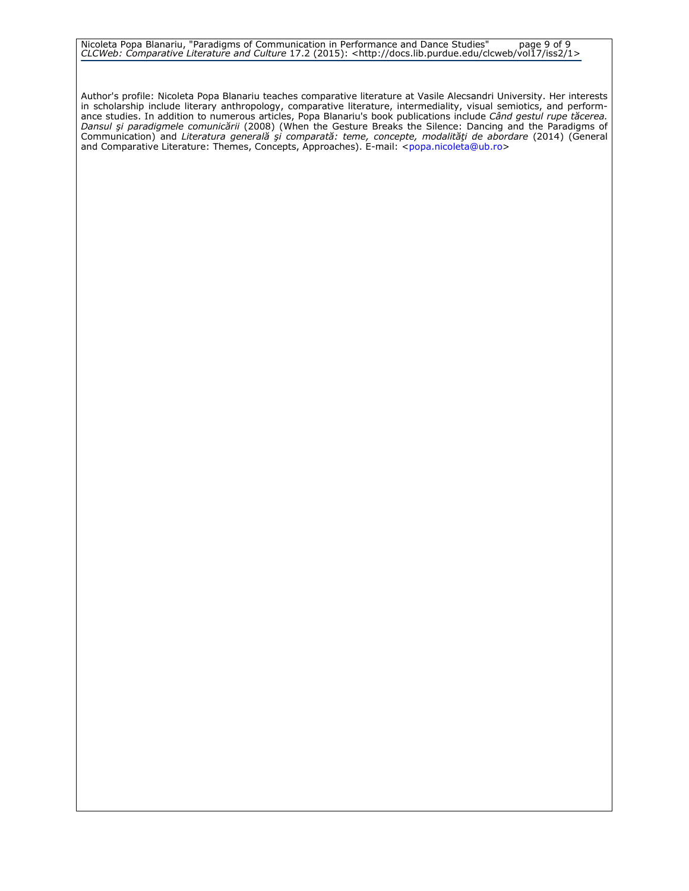Author's profile: Nicoleta Popa Blanariu teaches comparative literature at Vasile Alecsandri University. Her interests in scholarship include literary anthropology, comparative literature, intermediality, visual semiotics, and performance studies. In addition to numerous articles, Popa Blanariu's book publications include *Când gestul rupe tăcerea. Dansul şi paradigmele comunicării* (2008) (When the Gesture Breaks the Silence: Dancing and the Paradigms of Communication) and *Literatura generală şi comparată: teme, concepte, modalităţi de abordare* (2014) (General and Comparative Literature: Themes, Concepts, Approaches). E-mail: <popa.nicoleta@ub.ro>